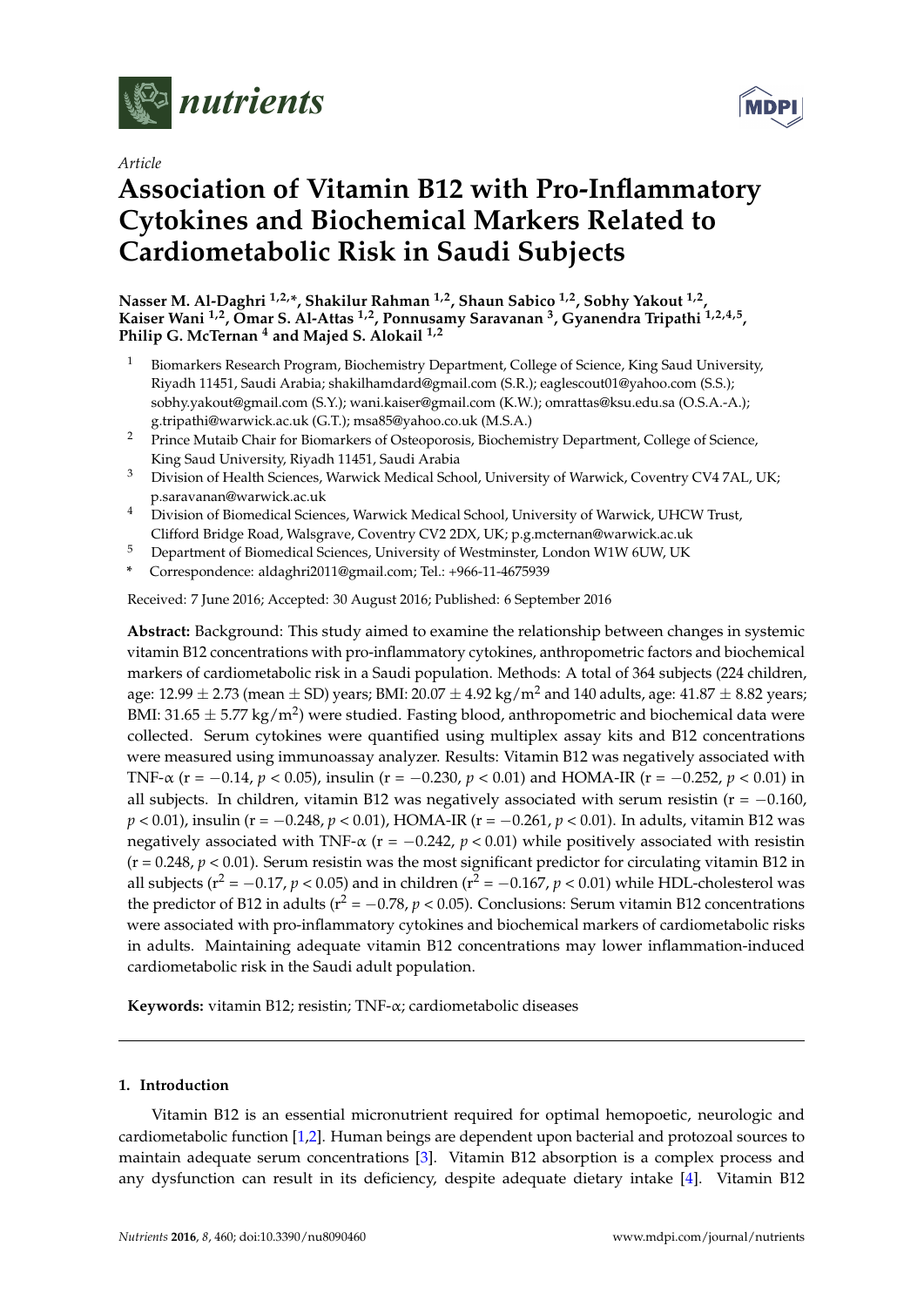*Article*

# Association of Vitamin B12 with Pro-Inflammatory Cytokines and Biochemical Markers Related to Cardiometabolic Risk in Saudi Subjects

**Nasser M. Al-Daghri [1,2,*], Shakilur Rahman [1,2], Shaun Sabico [1,2], Sobhy Yakout [1,2], Kaiser Wani [1,2], Omar S. Al-Attas [1,2], Ponnusamy Saravanan [3], Gyanendra Tripathi [1,2,4,5], Philip G. McTernan [4] and Majed S. Alokail [1,2]**

[1] Biomarkers Research Program, Biochemistry Department, College of Science, King Saud University, Riyadh 11451, Saudi Arabia; shakilhamdard@gmail.com (S.R.); eaglescout01@yahoo.com (S.S.); sobhy.yakout@gmail.com (S.Y.); wani.kaiser@gmail.com (K.W.); omrattas@ksu.edu.sa (O.S.A.-A.); g.tripathi@warwick.ac.uk (G.T.); msa85@yahoo.co.uk (M.S.A.)

[2] Prince Mutaib Chair for Biomarkers of Osteoporosis, Biochemistry Department, College of Science, King Saud University, Riyadh 11451, Saudi Arabia

[3] Division of Health Sciences, Warwick Medical School, University of Warwick, Coventry CV4 7AL, UK; p.saravanan@warwick.ac.uk

[4] Division of Biomedical Sciences, Warwick Medical School, University of Warwick, UHCW Trust, Clifford Bridge Road, Walsgrave, Coventry CV2 2DX, UK; p.g.mcternan@warwick.ac.uk

[5] Department of Biomedical Sciences, University of Westminster, London W1W 6UW, UK

\* Correspondence: aldaghri2011@gmail.com; Tel.: +966-11-4675939

Received: 7 June 2016; Accepted: 30 August 2016; Published: 6 September 2016

**Abstract:** Background: This study aimed to examine the relationship between changes in systemic vitamin B12 concentrations with pro-inflammatory cytokines, anthropometric factors and biochemical markers of cardiometabolic risk in a Saudi population. Methods: A total of 364 subjects (224 children, age: 12.99 ± 2.73 (mean ± SD) years; BMI: 20.07 ± 4.92 $kg/m^2$ and 140 adults, age: 41.87 ± 8.82 years; BMI: 31.65 ± 5.77 $kg/m^2$) were studied. Fasting blood, anthropometric and biochemical data were collected. Serum cytokines were quantified using multiplex assay kits and B12 concentrations were measured using immunoassay analyzer. Results: Vitamin B12 was negatively associated with TNF-α ($r = -0.14$, $p < 0.05$), insulin ($r = -0.230$, $p < 0.01$) and HOMA-IR ($r = -0.252$, $p < 0.01$) in all subjects. In children, vitamin B12 was negatively associated with serum resistin ($r = -0.160$, $p < 0.01$), insulin ($r = -0.248$, $p < 0.01$), HOMA-IR ($r = -0.261$, $p < 0.01$). In adults, vitamin B12 was negatively associated with TNF-α ($r = -0.242$, $p < 0.01$) while positively associated with resistin ($r = 0.248$, $p < 0.01$). Serum resistin was the most significant predictor for circulating vitamin B12 in all subjects ($r^2 = -0.17$, $p < 0.05$) and in children ($r^2 = -0.167$, $p < 0.01$) while HDL-cholesterol was the predictor of B12 in adults ($r^2 = -0.78$, $p < 0.05$). Conclusions: Serum vitamin B12 concentrations were associated with pro-inflammatory cytokines and biochemical markers of cardiometabolic risks in adults. Maintaining adequate vitamin B12 concentrations may lower inflammation-induced cardiometabolic risk in the Saudi adult population.

**Keywords:** vitamin B12; resistin; TNF-α; cardiometabolic diseases

## 1. Introduction

Vitamin B12 is an essential micronutrient required for optimal hemopoetic, neurologic and cardiometabolic function [1,2]. Human beings are dependent upon bacterial and protozoal sources to maintain adequate serum concentrations [3]. Vitamin B12 absorption is a complex process and any dysfunction can result in its deficiency, despite adequate dietary intake [4]. Vitamin B12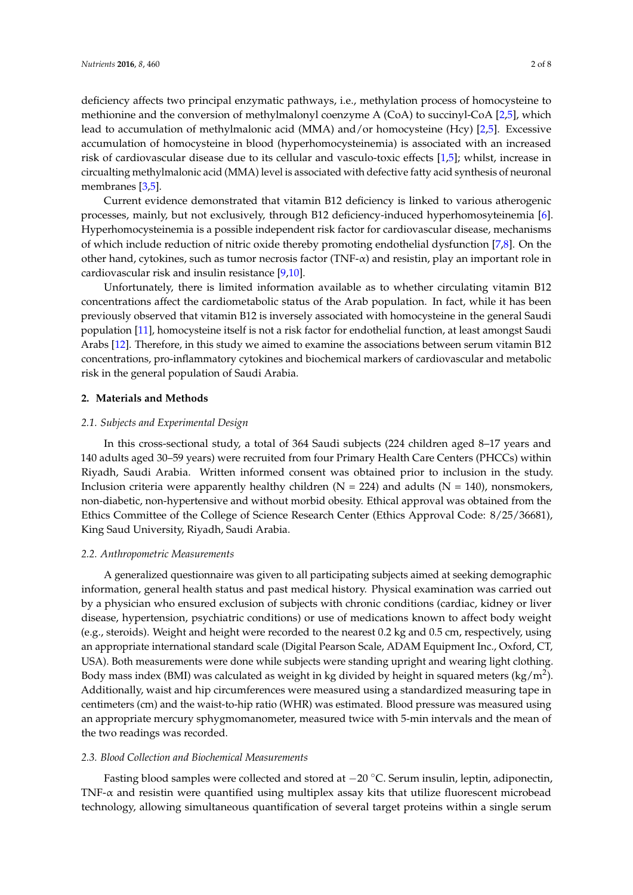deficiency affects two principal enzymatic pathways, i.e., methylation process of homocysteine to methionine and the conversion of methylmalonyl coenzyme A (CoA) to succinyl-CoA [2,5], which lead to accumulation of methylmalonic acid (MMA) and/or homocysteine (Hcy) [2,5]. Excessive accumulation of homocysteine in blood (hyperhomocysteinemia) is associated with an increased risk of cardiovascular disease due to its cellular and vasculo-toxic effects [1,5]; whilst, increase in circualting methylmalonic acid (MMA) level is associated with defective fatty acid synthesis of neuronal membranes [3,5].

Current evidence demonstrated that vitamin B12 deficiency is linked to various atherogenic processes, mainly, but not exclusively, through B12 deficiency-induced hyperhomosyteinemia [6]. Hyperhomocysteinemia is a possible independent risk factor for cardiovascular disease, mechanisms of which include reduction of nitric oxide thereby promoting endothelial dysfunction [7,8]. On the other hand, cytokines, such as tumor necrosis factor (TNF-α) and resistin, play an important role in cardiovascular risk and insulin resistance [9,10].

Unfortunately, there is limited information available as to whether circulating vitamin B12 concentrations affect the cardiometabolic status of the Arab population. In fact, while it has been previously observed that vitamin B12 is inversely associated with homocysteine in the general Saudi population [11], homocysteine itself is not a risk factor for endothelial function, at least amongst Saudi Arabs [12]. Therefore, in this study we aimed to examine the associations between serum vitamin B12 concentrations, pro-inflammatory cytokines and biochemical markers of cardiovascular and metabolic risk in the general population of Saudi Arabia.

## 2. Materials and Methods

### 2.1. Subjects and Experimental Design

In this cross-sectional study, a total of 364 Saudi subjects (224 children aged 8–17 years and 140 adults aged 30–59 years) were recruited from four Primary Health Care Centers (PHCCs) within Riyadh, Saudi Arabia. Written informed consent was obtained prior to inclusion in the study. Inclusion criteria were apparently healthy children (N = 224) and adults (N = 140), nonsmokers, non-diabetic, non-hypertensive and without morbid obesity. Ethical approval was obtained from the Ethics Committee of the College of Science Research Center (Ethics Approval Code: 8/25/36681), King Saud University, Riyadh, Saudi Arabia.

### 2.2. Anthropometric Measurements

A generalized questionnaire was given to all participating subjects aimed at seeking demographic information, general health status and past medical history. Physical examination was carried out by a physician who ensured exclusion of subjects with chronic conditions (cardiac, kidney or liver disease, hypertension, psychiatric conditions) or use of medications known to affect body weight (e.g., steroids). Weight and height were recorded to the nearest 0.2 kg and 0.5 cm, respectively, using an appropriate international standard scale (Digital Pearson Scale, ADAM Equipment Inc., Oxford, CT, USA). Both measurements were done while subjects were standing upright and wearing light clothing. Body mass index (BMI) was calculated as weight in kg divided by height in squared meters ($kg/m^2$). Additionally, waist and hip circumferences were measured using a standardized measuring tape in centimeters (cm) and the waist-to-hip ratio (WHR) was estimated. Blood pressure was measured using an appropriate mercury sphygmomanometer, measured twice with 5-min intervals and the mean of the two readings was recorded.

### 2.3. Blood Collection and Biochemical Measurements

Fasting blood samples were collected and stored at −20 °C. Serum insulin, leptin, adiponectin, TNF-α and resistin were quantified using multiplex assay kits that utilize fluorescent microbead technology, allowing simultaneous quantification of several target proteins within a single serum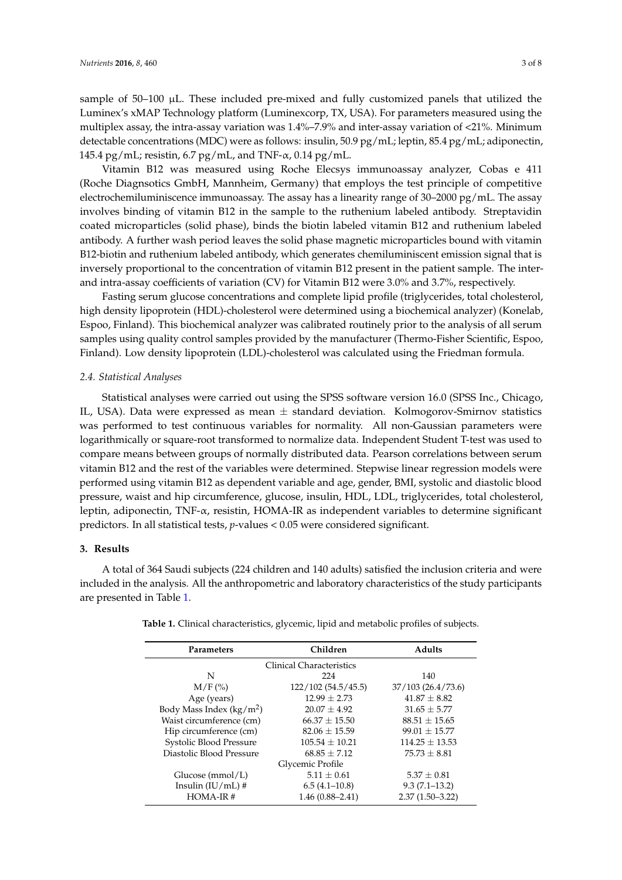sample of 50–100 μL. These included pre-mixed and fully customized panels that utilized the Luminex's xMAP Technology platform (Luminexcorp, TX, USA). For parameters measured using the multiplex assay, the intra-assay variation was 1.4%–7.9% and inter-assay variation of <21%. Minimum detectable concentrations (MDC) were as follows: insulin, 50.9 pg/mL; leptin, 85.4 pg/mL; adiponectin, 145.4 pg/mL; resistin, 6.7 pg/mL, and TNF-α, 0.14 pg/mL.

Vitamin B12 was measured using Roche Elecsys immunoassay analyzer, Cobas e 411 (Roche Diagnsotics GmbH, Mannheim, Germany) that employs the test principle of competitive electrochemiluminiscence immunoassay. The assay has a linearity range of 30–2000 pg/mL. The assay involves binding of vitamin B12 in the sample to the ruthenium labeled antibody. Streptavidin coated microparticles (solid phase), binds the biotin labeled vitamin B12 and ruthenium labeled antibody. A further wash period leaves the solid phase magnetic microparticles bound with vitamin B12-biotin and ruthenium labeled antibody, which generates chemiluminiscent emission signal that is inversely proportional to the concentration of vitamin B12 present in the patient sample. The inter- and intra-assay coefficients of variation (CV) for Vitamin B12 were 3.0% and 3.7%, respectively.

Fasting serum glucose concentrations and complete lipid profile (triglycerides, total cholesterol, high density lipoprotein (HDL)-cholesterol were determined using a biochemical analyzer) (Konelab, Espoo, Finland). This biochemical analyzer was calibrated routinely prior to the analysis of all serum samples using quality control samples provided by the manufacturer (Thermo-Fisher Scientific, Espoo, Finland). Low density lipoprotein (LDL)-cholesterol was calculated using the Friedman formula.

### *2.4. Statistical Analyses*

Statistical analyses were carried out using the SPSS software version 16.0 (SPSS Inc., Chicago, IL, USA). Data were expressed as mean ± standard deviation. Kolmogorov-Smirnov statistics was performed to test continuous variables for normality. All non-Gaussian parameters were logarithmically or square-root transformed to normalize data. Independent Student T-test was used to compare means between groups of normally distributed data. Pearson correlations between serum vitamin B12 and the rest of the variables were determined. Stepwise linear regression models were performed using vitamin B12 as dependent variable and age, gender, BMI, systolic and diastolic blood pressure, waist and hip circumference, glucose, insulin, HDL, LDL, triglycerides, total cholesterol, leptin, adiponectin, TNF-α, resistin, HOMA-IR as independent variables to determine significant predictors. In all statistical tests, $p$-values < 0.05 were considered significant.

## 3. Results

A total of 364 Saudi subjects (224 children and 140 adults) satisfied the inclusion criteria and were included in the analysis. All the anthropometric and laboratory characteristics of the study participants are presented in Table 1.

**Table 1.** Clinical characteristics, glycemic, lipid and metabolic profiles of subjects.

| Parameters | Children | Adults |
|---|---|---|
| | Clinical Characteristics | |
| N | 224 | 140 |
| M/F (%) | 122/102 (54.5/45.5) | 37/103 (26.4/73.6) |
| Age (years) | 12.99 ± 2.73 | 41.87 ± 8.82 |
| Body Mass Index (kg/m$^2$) | 20.07 ± 4.92 | 31.65 ± 5.77 |
| Waist circumference (cm) | 66.37 ± 15.50 | 88.51 ± 15.65 |
| Hip circumference (cm) | 82.06 ± 15.59 | 99.01 ± 15.77 |
| Systolic Blood Pressure | 105.54 ± 10.21 | 114.25 ± 13.53 |
| Diastolic Blood Pressure | 68.85 ± 7.12 | 75.73 ± 8.81 |
| | Glycemic Profile | |
| Glucose (mmol/L) | 5.11 ± 0.61 | 5.37 ± 0.81 |
| Insulin (IU/mL) # | 6.5 (4.1–10.8) | 9.3 (7.1–13.2) |
| HOMA-IR # | 1.46 (0.88–2.41) | 2.37 (1.50–3.22) |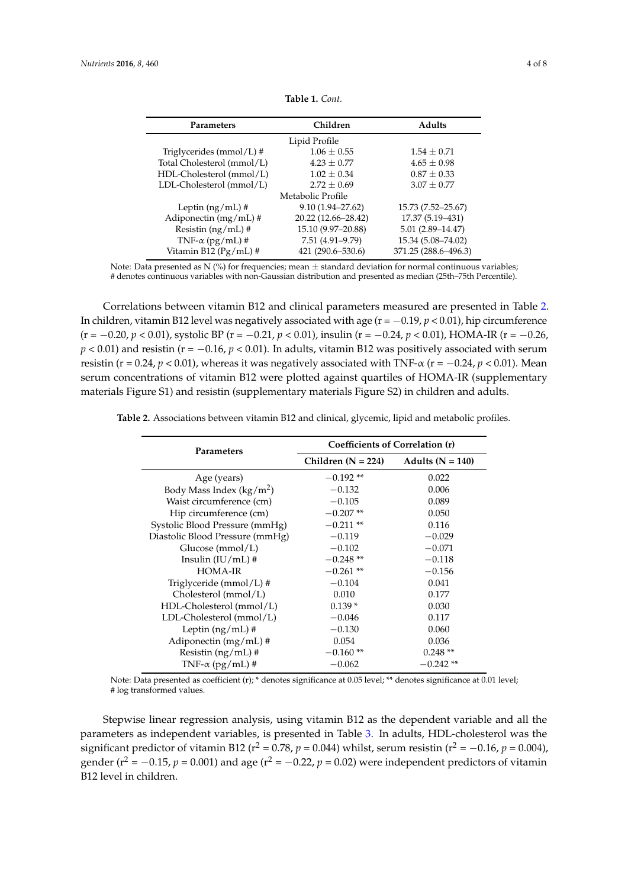**Table 1.** *Cont.*

| Parameters | Children | Adults |
|---|---|---|
| Lipid Profile | | |
| Triglycerides (mmol/L) # | 1.06 ± 0.55 | 1.54 ± 0.71 |
| Total Cholesterol (mmol/L) | 4.23 ± 0.77 | 4.65 ± 0.98 |
| HDL-Cholesterol (mmol/L) | 1.02 ± 0.34 | 0.87 ± 0.33 |
| LDL-Cholesterol (mmol/L) | 2.72 ± 0.69 | 3.07 ± 0.77 |
| Metabolic Profile | | |
| Leptin (ng/mL) # | 9.10 (1.94–27.62) | 15.73 (7.52–25.67) |
| Adiponectin (mg/mL) # | 20.22 (12.66–28.42) | 17.37 (5.19–431) |
| Resistin (ng/mL) # | 15.10 (9.97–20.88) | 5.01 (2.89–14.47) |
| TNF-α (pg/mL) # | 7.51 (4.91–9.79) | 15.34 (5.08–74.02) |
| Vitamin B12 (Pg/mL) # | 421 (290.6–530.6) | 371.25 (288.6–496.3) |

Note: Data presented as N (%) for frequencies; mean ± standard deviation for normal continuous variables; # denotes continuous variables with non-Gaussian distribution and presented as median (25th–75th Percentile).

Correlations between vitamin B12 and clinical parameters measured are presented in Table 2. In children, vitamin B12 level was negatively associated with age ($r = -0.19$, $p < 0.01$), hip circumference ($r = -0.20$, $p < 0.01$), systolic BP ($r = -0.21$, $p < 0.01$), insulin ($r = -0.24$, $p < 0.01$), HOMA-IR ($r = -0.26$, $p < 0.01$) and resistin ($r = -0.16$, $p < 0.01$). In adults, vitamin B12 was positively associated with serum resistin ($r = 0.24$, $p < 0.01$), whereas it was negatively associated with TNF-α ($r = -0.24$, $p < 0.01$). Mean serum concentrations of vitamin B12 were plotted against quartiles of HOMA-IR (supplementary materials Figure S1) and resistin (supplementary materials Figure S2) in children and adults.

**Table 2.** Associations between vitamin B12 and clinical, glycemic, lipid and metabolic profiles.

| Parameters | Coefficients of Correlation (r) | |
|---|---|---|
| | Children (N = 224) | Adults (N = 140) |
| Age (years) | −0.192 ** | 0.022 |
| Body Mass Index (kg/m$^2$) | −0.132 | 0.006 |
| Waist circumference (cm) | −0.105 | 0.089 |
| Hip circumference (cm) | −0.207 ** | 0.050 |
| Systolic Blood Pressure (mmHg) | −0.211 ** | 0.116 |
| Diastolic Blood Pressure (mmHg) | −0.119 | −0.029 |
| Glucose (mmol/L) | −0.102 | −0.071 |
| Insulin (IU/mL) # | −0.248 ** | −0.118 |
| HOMA-IR | −0.261 ** | −0.156 |
| Triglyceride (mmol/L) # | −0.104 | 0.041 |
| Cholesterol (mmol/L) | 0.010 | 0.177 |
| HDL-Cholesterol (mmol/L) | 0.139 * | 0.030 |
| LDL-Cholesterol (mmol/L) | −0.046 | 0.117 |
| Leptin (ng/mL) # | −0.130 | 0.060 |
| Adiponectin (mg/mL) # | 0.054 | 0.036 |
| Resistin (ng/mL) # | −0.160 ** | 0.248 ** |
| TNF-α (pg/mL) # | −0.062 | −0.242 ** |

Note: Data presented as coefficient (r); * denotes significance at 0.05 level; ** denotes significance at 0.01 level; # log transformed values.

Stepwise linear regression analysis, using vitamin B12 as the dependent variable and all the parameters as independent variables, is presented in Table 3. In adults, HDL-cholesterol was the significant predictor of vitamin B12 ($r^2 = 0.78$, $p = 0.044$) whilst, serum resistin ($r^2 = -0.16$, $p = 0.004$), gender ($r^2 = -0.15$, $p = 0.001$) and age ($r^2 = -0.22$, $p = 0.02$) were independent predictors of vitamin B12 level in children.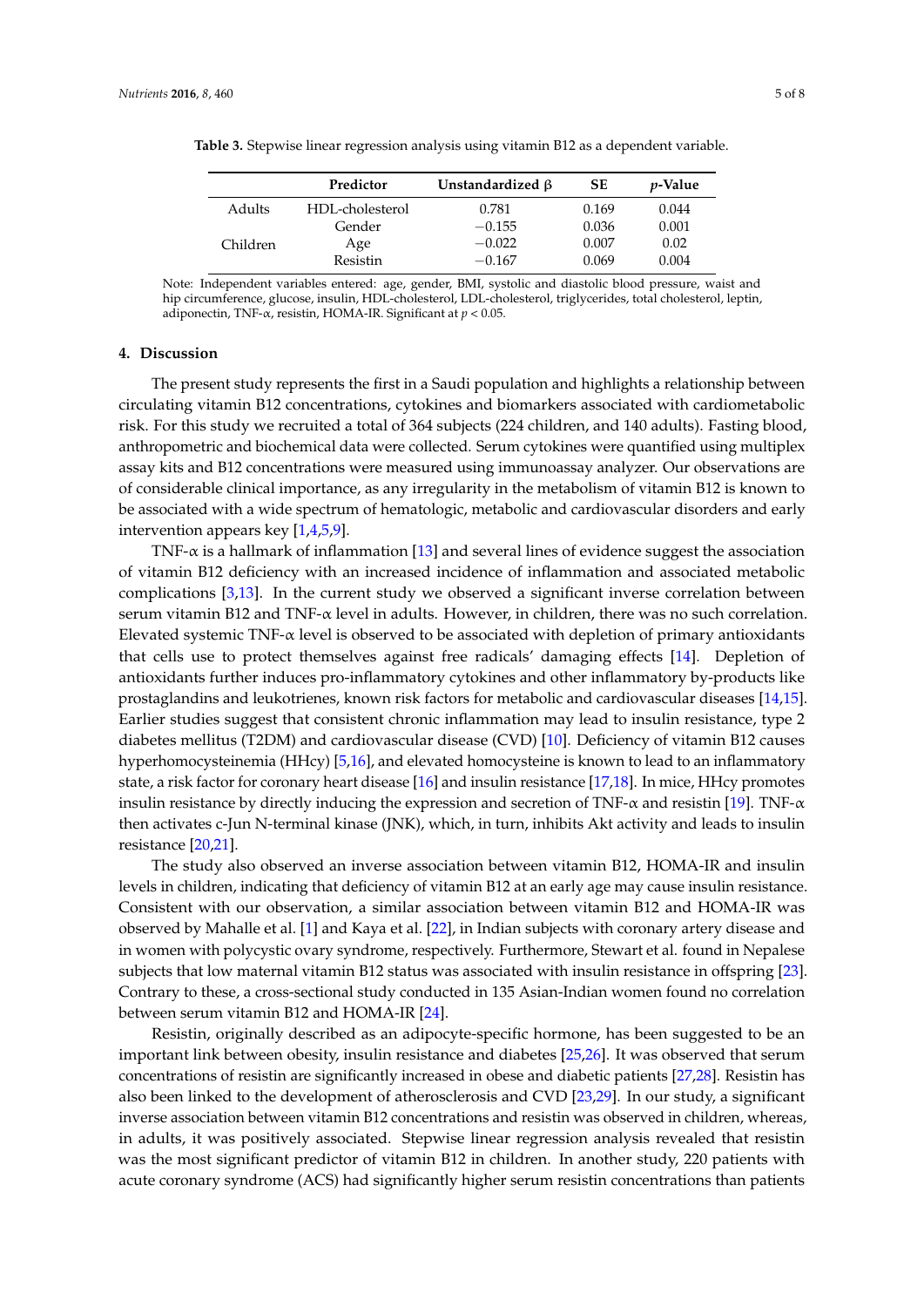**Table 3.** Stepwise linear regression analysis using vitamin B12 as a dependent variable.

| | Predictor | Unstandardized β | SE | *p*-Value |
|---|---|---|---|---|
| Adults | HDL-cholesterol | 0.781 | 0.169 | 0.044 |
| Children | Gender | −0.155 | 0.036 | 0.001 |
| | Age | −0.022 | 0.007 | 0.02 |
| | Resistin | −0.167 | 0.069 | 0.004 |

Note: Independent variables entered: age, gender, BMI, systolic and diastolic blood pressure, waist and hip circumference, glucose, insulin, HDL-cholesterol, LDL-cholesterol, triglycerides, total cholesterol, leptin, adiponectin, TNF-α, resistin, HOMA-IR. Significant at $p < 0.05$.

## 4. Discussion

The present study represents the first in a Saudi population and highlights a relationship between circulating vitamin B12 concentrations, cytokines and biomarkers associated with cardiometabolic risk. For this study we recruited a total of 364 subjects (224 children, and 140 adults). Fasting blood, anthropometric and biochemical data were collected. Serum cytokines were quantified using multiplex assay kits and B12 concentrations were measured using immunoassay analyzer. Our observations are of considerable clinical importance, as any irregularity in the metabolism of vitamin B12 is known to be associated with a wide spectrum of hematologic, metabolic and cardiovascular disorders and early intervention appears key [1,4,5,9].

TNF-α is a hallmark of inflammation [13] and several lines of evidence suggest the association of vitamin B12 deficiency with an increased incidence of inflammation and associated metabolic complications [3,13]. In the current study we observed a significant inverse correlation between serum vitamin B12 and TNF-α level in adults. However, in children, there was no such correlation. Elevated systemic TNF-α level is observed to be associated with depletion of primary antioxidants that cells use to protect themselves against free radicals' damaging effects [14]. Depletion of antioxidants further induces pro-inflammatory cytokines and other inflammatory by-products like prostaglandins and leukotrienes, known risk factors for metabolic and cardiovascular diseases [14,15]. Earlier studies suggest that consistent chronic inflammation may lead to insulin resistance, type 2 diabetes mellitus (T2DM) and cardiovascular disease (CVD) [10]. Deficiency of vitamin B12 causes hyperhomocysteinemia (HHcy) [5,16], and elevated homocysteine is known to lead to an inflammatory state, a risk factor for coronary heart disease [16] and insulin resistance [17,18]. In mice, HHcy promotes insulin resistance by directly inducing the expression and secretion of TNF-α and resistin [19]. TNF-α then activates c-Jun N-terminal kinase (JNK), which, in turn, inhibits Akt activity and leads to insulin resistance [20,21].

The study also observed an inverse association between vitamin B12, HOMA-IR and insulin levels in children, indicating that deficiency of vitamin B12 at an early age may cause insulin resistance. Consistent with our observation, a similar association between vitamin B12 and HOMA-IR was observed by Mahalle et al. [1] and Kaya et al. [22], in Indian subjects with coronary artery disease and in women with polycystic ovary syndrome, respectively. Furthermore, Stewart et al. found in Nepalese subjects that low maternal vitamin B12 status was associated with insulin resistance in offspring [23]. Contrary to these, a cross-sectional study conducted in 135 Asian-Indian women found no correlation between serum vitamin B12 and HOMA-IR [24].

Resistin, originally described as an adipocyte-specific hormone, has been suggested to be an important link between obesity, insulin resistance and diabetes [25,26]. It was observed that serum concentrations of resistin are significantly increased in obese and diabetic patients [27,28]. Resistin has also been linked to the development of atherosclerosis and CVD [23,29]. In our study, a significant inverse association between vitamin B12 concentrations and resistin was observed in children, whereas, in adults, it was positively associated. Stepwise linear regression analysis revealed that resistin was the most significant predictor of vitamin B12 in children. In another study, 220 patients with acute coronary syndrome (ACS) had significantly higher serum resistin concentrations than patients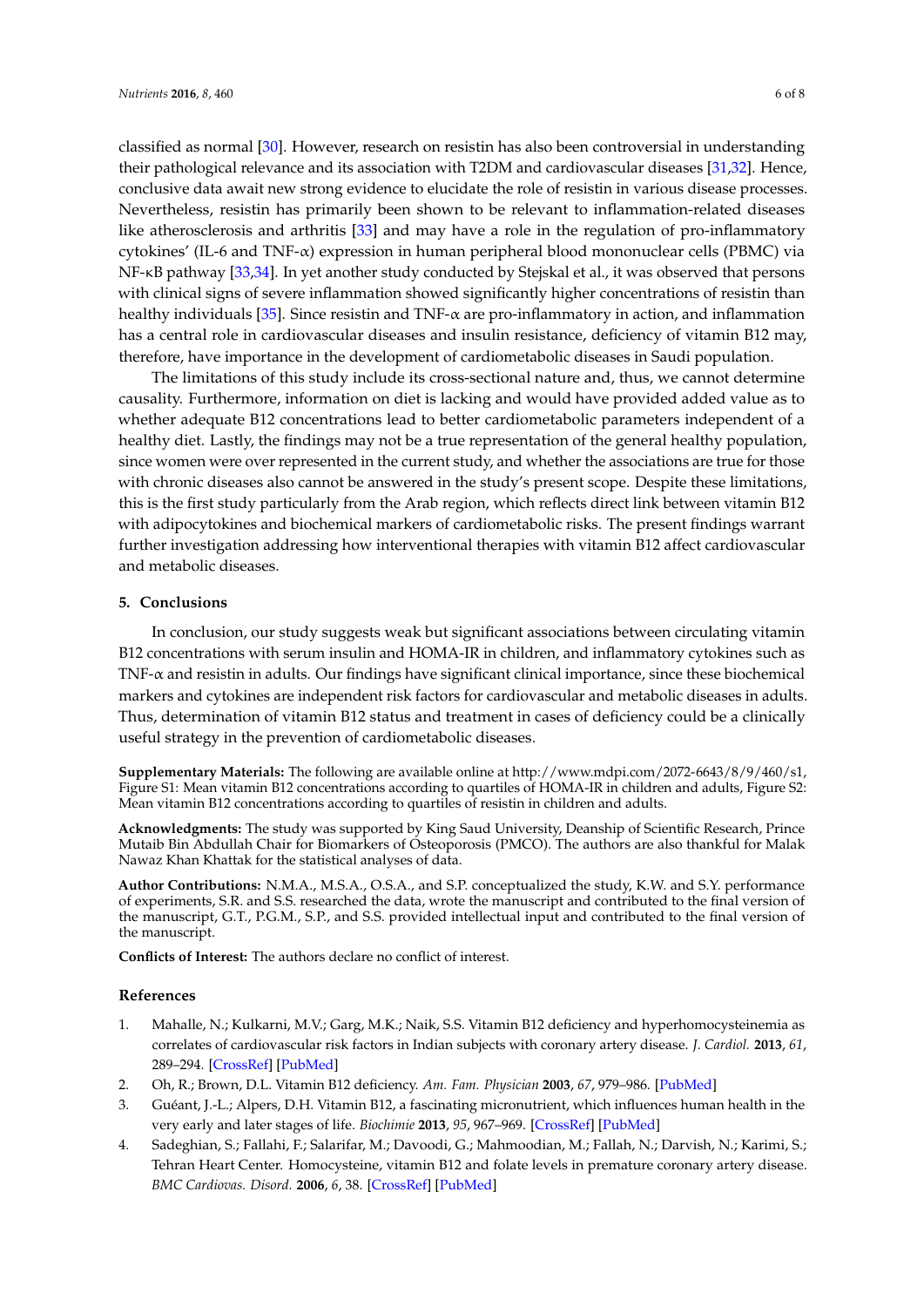classified as normal [30]. However, research on resistin has also been controversial in understanding their pathological relevance and its association with T2DM and cardiovascular diseases [31,32]. Hence, conclusive data await new strong evidence to elucidate the role of resistin in various disease processes. Nevertheless, resistin has primarily been shown to be relevant to inflammation-related diseases like atherosclerosis and arthritis [33] and may have a role in the regulation of pro-inflammatory cytokines' (IL-6 and TNF-$\alpha$) expression in human peripheral blood mononuclear cells (PBMC) via NF-$\kappa$B pathway [33,34]. In yet another study conducted by Stejskal et al., it was observed that persons with clinical signs of severe inflammation showed significantly higher concentrations of resistin than healthy individuals [35]. Since resistin and TNF-$\alpha$ are pro-inflammatory in action, and inflammation has a central role in cardiovascular diseases and insulin resistance, deficiency of vitamin B12 may, therefore, have importance in the development of cardiometabolic diseases in Saudi population.

The limitations of this study include its cross-sectional nature and, thus, we cannot determine causality. Furthermore, information on diet is lacking and would have provided added value as to whether adequate B12 concentrations lead to better cardiometabolic parameters independent of a healthy diet. Lastly, the findings may not be a true representation of the general healthy population, since women were over represented in the current study, and whether the associations are true for those with chronic diseases also cannot be answered in the study's present scope. Despite these limitations, this is the first study particularly from the Arab region, which reflects direct link between vitamin B12 with adipocytokines and biochemical markers of cardiometabolic risks. The present findings warrant further investigation addressing how interventional therapies with vitamin B12 affect cardiovascular and metabolic diseases.

## 5. Conclusions

In conclusion, our study suggests weak but significant associations between circulating vitamin B12 concentrations with serum insulin and HOMA-IR in children, and inflammatory cytokines such as TNF-$\alpha$ and resistin in adults. Our findings have significant clinical importance, since these biochemical markers and cytokines are independent risk factors for cardiovascular and metabolic diseases in adults. Thus, determination of vitamin B12 status and treatment in cases of deficiency could be a clinically useful strategy in the prevention of cardiometabolic diseases.

**Supplementary Materials:** The following are available online at http://www.mdpi.com/2072-6643/8/9/460/s1, Figure S1: Mean vitamin B12 concentrations according to quartiles of HOMA-IR in children and adults, Figure S2: Mean vitamin B12 concentrations according to quartiles of resistin in children and adults.

**Acknowledgments:** The study was supported by King Saud University, Deanship of Scientific Research, Prince Mutaib Bin Abdullah Chair for Biomarkers of Osteoporosis (PMCO). The authors are also thankful for Malak Nawaz Khan Khattak for the statistical analyses of data.

**Author Contributions:** N.M.A., M.S.A., O.S.A., and S.P. conceptualized the study, K.W. and S.Y. performance of experiments, S.R. and S.S. researched the data, wrote the manuscript and contributed to the final version of the manuscript, G.T., P.G.M., S.P., and S.S. provided intellectual input and contributed to the final version of the manuscript.

**Conflicts of Interest:** The authors declare no conflict of interest.

## References

1. Mahalle, N.; Kulkarni, M.V.; Garg, M.K.; Naik, S.S. Vitamin B12 deficiency and hyperhomocysteinemia as correlates of cardiovascular risk factors in Indian subjects with coronary artery disease. *J. Cardiol.* **2013**, *61*, 289–294. [CrossRef] [PubMed]
2. Oh, R.; Brown, D.L. Vitamin B12 deficiency. *Am. Fam. Physician* **2003**, *67*, 979–986. [PubMed]
3. Guéant, J.-L.; Alpers, D.H. Vitamin B12, a fascinating micronutrient, which influences human health in the very early and later stages of life. *Biochimie* **2013**, *95*, 967–969. [CrossRef] [PubMed]
4. Sadeghian, S.; Fallahi, F.; Salarifar, M.; Davoodi, G.; Mahmoodian, M.; Fallah, N.; Darvish, N.; Karimi, S.; Tehran Heart Center. Homocysteine, vitamin B12 and folate levels in premature coronary artery disease. *BMC Cardiovas. Disord.* **2006**, *6*, 38. [CrossRef] [PubMed]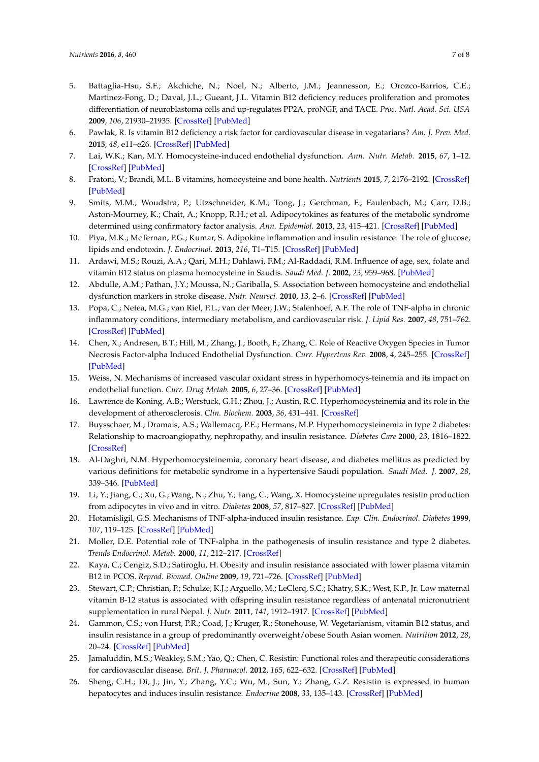5. Battaglia-Hsu, S.F.; Akchiche, N.; Noel, N.; Alberto, J.M.; Jeannesson, E.; Orozco-Barrios, C.E.; Martinez-Fong, D.; Daval, J.L.; Gueant, J.L. Vitamin B12 deficiency reduces proliferation and promotes differentiation of neuroblastoma cells and up-regulates PP2A, proNGF, and TACE. *Proc. Natl. Acad. Sci. USA* **2009**, *106*, 21930–21935. [CrossRef] [PubMed]
6. Pawlak, R. Is vitamin B12 deficiency a risk factor for cardiovascular disease in vegatarians? *Am. J. Prev. Med.* **2015**, *48*, e11–e26. [CrossRef] [PubMed]
7. Lai, W.K.; Kan, M.Y. Homocysteine-induced endothelial dysfunction. *Ann. Nutr. Metab.* **2015**, *67*, 1–12. [CrossRef] [PubMed]
8. Fratoni, V.; Brandi, M.L. B vitamins, homocysteine and bone health. *Nutrients* **2015**, *7*, 2176–2192. [CrossRef] [PubMed]
9. Smits, M.M.; Woudstra, P.; Utzschneider, K.M.; Tong, J.; Gerchman, F.; Faulenbach, M.; Carr, D.B.; Aston-Mourney, K.; Chait, A.; Knopp, R.H.; et al. Adipocytokines as features of the metabolic syndrome determined using confirmatory factor analysis. *Ann. Epidemiol.* **2013**, *23*, 415–421. [CrossRef] [PubMed]
10. Piya, M.K.; McTernan, P.G.; Kumar, S. Adipokine inflammation and insulin resistance: The role of glucose, lipids and endotoxin. *J. Endocrinol.* **2013**, *216*, T1–T15. [CrossRef] [PubMed]
11. Ardawi, M.S.; Rouzi, A.A.; Qari, M.H.; Dahlawi, F.M.; Al-Raddadi, R.M. Influence of age, sex, folate and vitamin B12 status on plasma homocysteine in Saudis. *Saudi Med. J.* **2002**, *23*, 959–968. [PubMed]
12. Abdulle, A.M.; Pathan, J.Y.; Moussa, N.; Gariballa, S. Association between homocysteine and endothelial dysfunction markers in stroke disease. *Nutr. Neursci.* **2010**, *13*, 2–6. [CrossRef] [PubMed]
13. Popa, C.; Netea, M.G.; van Riel, P.L.; van der Meer, J.W.; Stalenhoef, A.F. The role of TNF-alpha in chronic inflammatory conditions, intermediary metabolism, and cardiovascular risk. *J. Lipid Res.* **2007**, *48*, 751–762. [CrossRef] [PubMed]
14. Chen, X.; Andresen, B.T.; Hill, M.; Zhang, J.; Booth, F.; Zhang, C. Role of Reactive Oxygen Species in Tumor Necrosis Factor-alpha Induced Endothelial Dysfunction. *Curr. Hypertens Rev.* **2008**, *4*, 245–255. [CrossRef] [PubMed]
15. Weiss, N. Mechanisms of increased vascular oxidant stress in hyperhomocys-teinemia and its impact on endothelial function. *Curr. Drug Metab.* **2005**, *6*, 27–36. [CrossRef] [PubMed]
16. Lawrence de Koning, A.B.; Werstuck, G.H.; Zhou, J.; Austin, R.C. Hyperhomocysteinemia and its role in the development of atherosclerosis. *Clin. Biochem.* **2003**, *36*, 431–441. [CrossRef]
17. Buysschaer, M.; Dramais, A.S.; Wallemacq, P.E.; Hermans, M.P. Hyperhomocysteinemia in type 2 diabetes: Relationship to macroangiopathy, nephropathy, and insulin resistance. *Diabetes Care* **2000**, *23*, 1816–1822. [CrossRef]
18. Al-Daghri, N.M. Hyperhomocysteinemia, coronary heart disease, and diabetes mellitus as predicted by various definitions for metabolic syndrome in a hypertensive Saudi population. *Saudi Med. J.* **2007**, *28*, 339–346. [PubMed]
19. Li, Y.; Jiang, C.; Xu, G.; Wang, N.; Zhu, Y.; Tang, C.; Wang, X. Homocysteine upregulates resistin production from adipocytes in vivo and in vitro. *Diabetes* **2008**, *57*, 817–827. [CrossRef] [PubMed]
20. Hotamisligil, G.S. Mechanisms of TNF-alpha-induced insulin resistance. *Exp. Clin. Endocrinol. Diabetes* **1999**, *107*, 119–125. [CrossRef] [PubMed]
21. Moller, D.E. Potential role of TNF-alpha in the pathogenesis of insulin resistance and type 2 diabetes. *Trends Endocrinol. Metab.* **2000**, *11*, 212–217. [CrossRef]
22. Kaya, C.; Cengiz, S.D.; Satiroglu, H. Obesity and insulin resistance associated with lower plasma vitamin B12 in PCOS. *Reprod. Biomed. Online* **2009**, *19*, 721–726. [CrossRef] [PubMed]
23. Stewart, C.P.; Christian, P.; Schulze, K.J.; Arguello, M.; LeClerq, S.C.; Khatry, S.K.; West, K.P., Jr. Low maternal vitamin B-12 status is associated with offspring insulin resistance regardless of antenatal micronutrient supplementation in rural Nepal. *J. Nutr.* **2011**, *141*, 1912–1917. [CrossRef] [PubMed]
24. Gammon, C.S.; von Hurst, P.R.; Coad, J.; Kruger, R.; Stonehouse, W. Vegetarianism, vitamin B12 status, and insulin resistance in a group of predominantly overweight/obese South Asian women. *Nutrition* **2012**, *28*, 20–24. [CrossRef] [PubMed]
25. Jamaluddin, M.S.; Weakley, S.M.; Yao, Q.; Chen, C. Resistin: Functional roles and therapeutic considerations for cardiovascular disease. *Brit. J. Pharmacol.* **2012**, *165*, 622–632. [CrossRef] [PubMed]
26. Sheng, C.H.; Di, J.; Jin, Y.; Zhang, Y.C.; Wu, M.; Sun, Y.; Zhang, G.Z. Resistin is expressed in human hepatocytes and induces insulin resistance. *Endocrine* **2008**, *33*, 135–143. [CrossRef] [PubMed]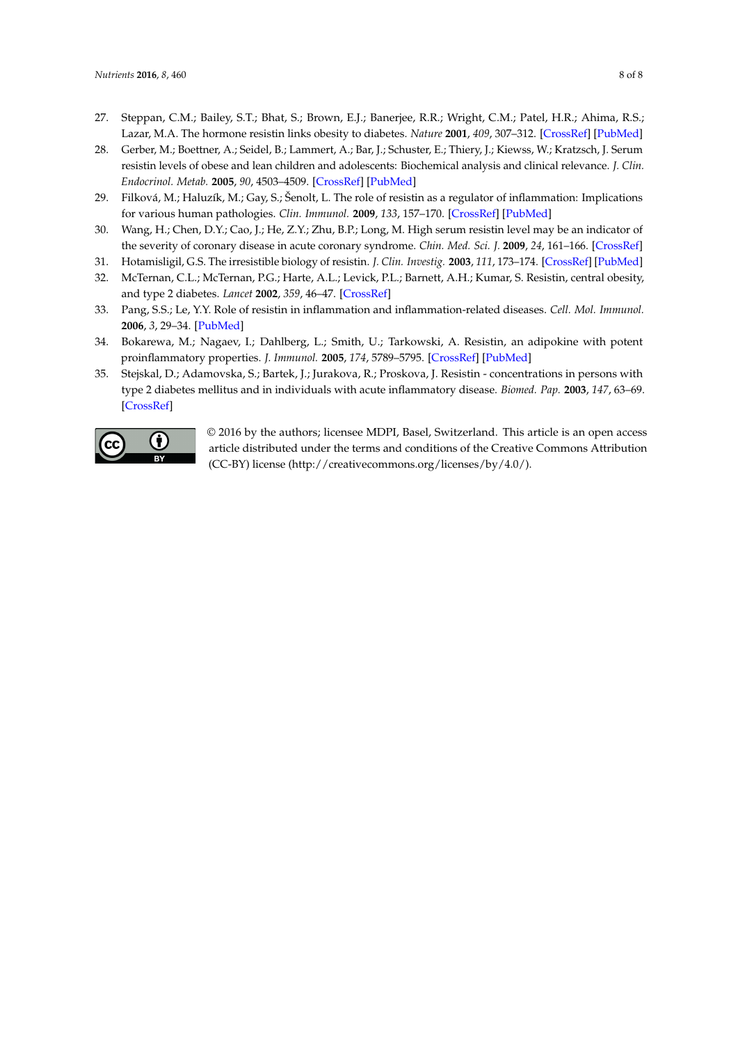27. Steppan, C.M.; Bailey, S.T.; Bhat, S.; Brown, E.J.; Banerjee, R.R.; Wright, C.M.; Patel, H.R.; Ahima, R.S.; Lazar, M.A. The hormone resistin links obesity to diabetes. *Nature* **2001**, *409*, 307–312. [CrossRef] [PubMed]
28. Gerber, M.; Boettner, A.; Seidel, B.; Lammert, A.; Bar, J.; Schuster, E.; Thiery, J.; Kiewss, W.; Kratzsch, J. Serum resistin levels of obese and lean children and adolescents: Biochemical analysis and clinical relevance. *J. Clin. Endocrinol. Metab.* **2005**, *90*, 4503–4509. [CrossRef] [PubMed]
29. Filková, M.; Haluzík, M.; Gay, S.; Šenolt, L. The role of resistin as a regulator of inflammation: Implications for various human pathologies. *Clin. Immunol.* **2009**, *133*, 157–170. [CrossRef] [PubMed]
30. Wang, H.; Chen, D.Y.; Cao, J.; He, Z.Y.; Zhu, B.P.; Long, M. High serum resistin level may be an indicator of the severity of coronary disease in acute coronary syndrome. *Chin. Med. Sci. J.* **2009**, *24*, 161–166. [CrossRef]
31. Hotamisligil, G.S. The irresistible biology of resistin. *J. Clin. Investig.* **2003**, *111*, 173–174. [CrossRef] [PubMed]
32. McTernan, C.L.; McTernan, P.G.; Harte, A.L.; Levick, P.L.; Barnett, A.H.; Kumar, S. Resistin, central obesity, and type 2 diabetes. *Lancet* **2002**, *359*, 46–47. [CrossRef]
33. Pang, S.S.; Le, Y.Y. Role of resistin in inflammation and inflammation-related diseases. *Cell. Mol. Immunol.* **2006**, *3*, 29–34. [PubMed]
34. Bokarewa, M.; Nagaev, I.; Dahlberg, L.; Smith, U.; Tarkowski, A. Resistin, an adipokine with potent proinflammatory properties. *J. Immunol.* **2005**, *174*, 5789–5795. [CrossRef] [PubMed]
35. Stejskal, D.; Adamovska, S.; Bartek, J.; Jurakova, R.; Proskova, J. Resistin - concentrations in persons with type 2 diabetes mellitus and in individuals with acute inflammatory disease. *Biomed. Pap.* **2003**, *147*, 63–69. [CrossRef]

© 2016 by the authors; licensee MDPI, Basel, Switzerland. This article is an open access article distributed under the terms and conditions of the Creative Commons Attribution (CC-BY) license (http://creativecommons.org/licenses/by/4.0/).